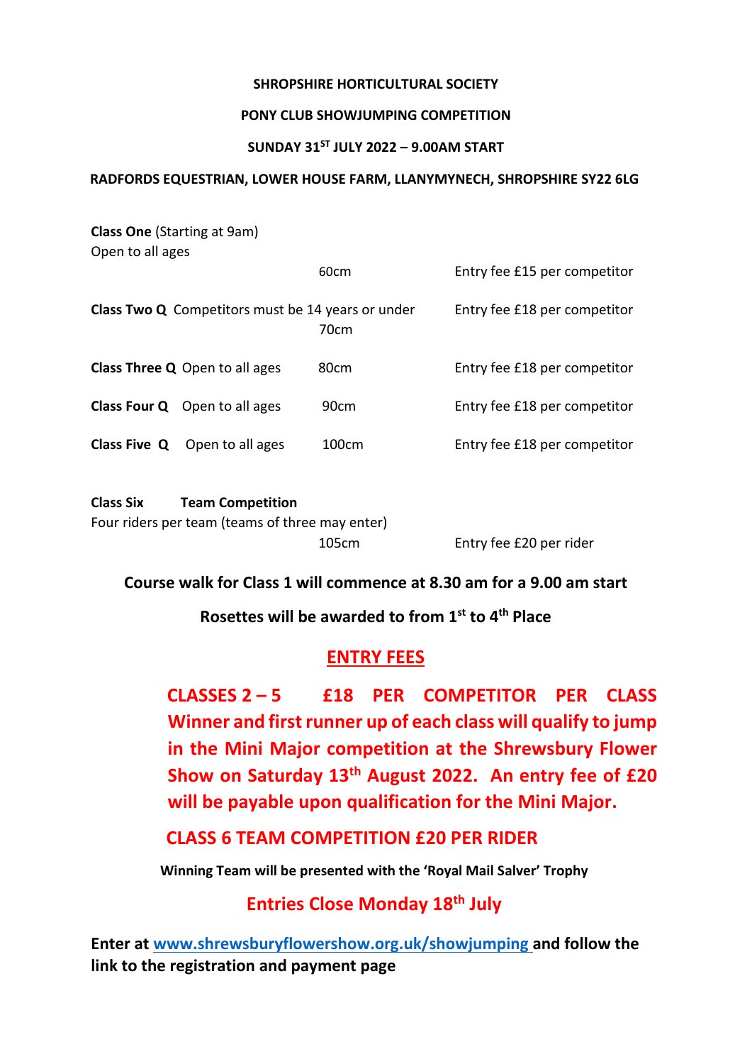**SHROPSHIRE HORTICULTURAL SOCIETY**

**PONY CLUB SHOWJUMPING COMPETITION**

**SUNDAY 31ST JULY 2022 – 9.00AM START**

**RADFORDS EQUESTRIAN, LOWER HOUSE FARM, LLANYMYNECH, SHROPSHIRE SY22 6LG**

**Class One** (Starting at 9am)
Open to all ages

| | Height | Entry fee |
|---|---|---|
| **Class One** (Starting at 9am) Open to all ages | 60cm | Entry fee £15 per competitor |
| **Class Two Q** Competitors must be 14 years or under | 70cm | Entry fee £18 per competitor |
| **Class Three Q** Open to all ages | 80cm | Entry fee £18 per competitor |
| **Class Four Q** Open to all ages | 90cm | Entry fee £18 per competitor |
| **Class Five Q** Open to all ages | 100cm | Entry fee £18 per competitor |

**Class Six** **Team Competition**
Four riders per team (teams of three may enter)
105cm Entry fee £20 per rider

**Course walk for Class 1 will commence at 8.30 am for a 9.00 am start**

**Rosettes will be awarded to from 1st to 4th Place**

## ENTRY FEES

**CLASSES 2 – 5 £18 PER COMPETITOR PER CLASS**
**Winner and first runner up of each class will qualify to jump in the Mini Major competition at the Shrewsbury Flower Show on Saturday 13th August 2022. An entry fee of £20 will be payable upon qualification for the Mini Major.**

**CLASS 6 TEAM COMPETITION £20 PER RIDER**

**Winning Team will be presented with the 'Royal Mail Salver' Trophy**

**Entries Close Monday 18th July**

**Enter at [www.shrewsburyflowershow.org.uk/showjumping](www.shrewsburyflowershow.org.uk/showjumping) and follow the link to the registration and payment page**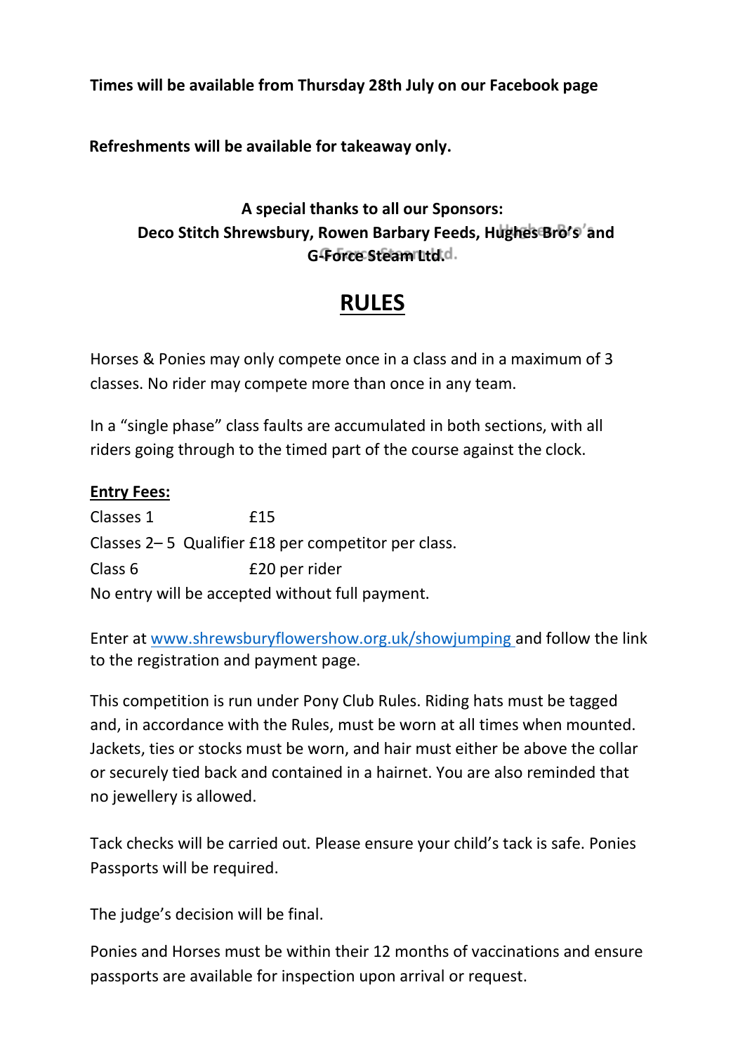**Times will be available from Thursday 28th July on our Facebook page**

**Refreshments will be available for takeaway only.**

**A special thanks to all our Sponsors:**
**Deco Stitch Shrewsbury, Rowen Barbary Feeds, Hughes Bro's and G-Force Steam Ltd.**

# RULES

Horses & Ponies may only compete once in a class and in a maximum of 3 classes. No rider may compete more than once in any team.

In a "single phase" class faults are accumulated in both sections, with all riders going through to the timed part of the course against the clock.

**Entry Fees:**

| | |
|---|---|
| Classes 1 | £15 |
| Classes 2– 5 Qualifier | £18 per competitor per class. |
| Class 6 | £20 per rider |

No entry will be accepted without full payment.

Enter at [www.shrewsburyflowershow.org.uk/showjumping](www.shrewsburyflowershow.org.uk/showjumping) and follow the link to the registration and payment page.

This competition is run under Pony Club Rules. Riding hats must be tagged and, in accordance with the Rules, must be worn at all times when mounted. Jackets, ties or stocks must be worn, and hair must either be above the collar or securely tied back and contained in a hairnet. You are also reminded that no jewellery is allowed.

Tack checks will be carried out. Please ensure your child's tack is safe. Ponies Passports will be required.

The judge's decision will be final.

Ponies and Horses must be within their 12 months of vaccinations and ensure passports are available for inspection upon arrival or request.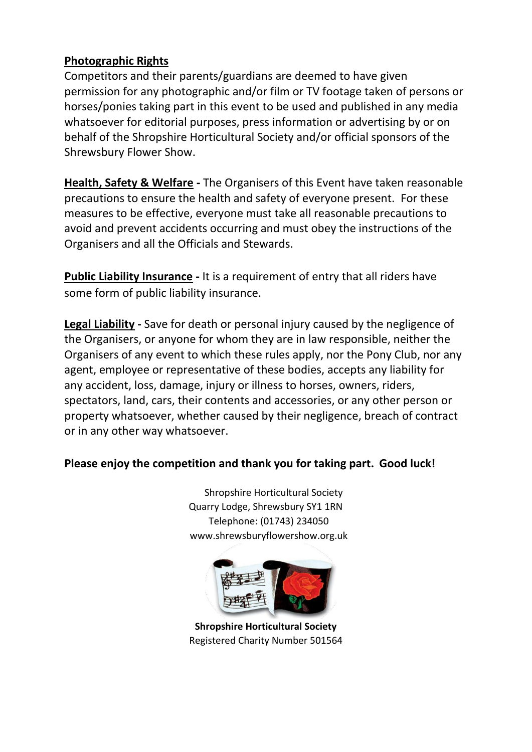**Photographic Rights**

Competitors and their parents/guardians are deemed to have given permission for any photographic and/or film or TV footage taken of persons or horses/ponies taking part in this event to be used and published in any media whatsoever for editorial purposes, press information or advertising by or on behalf of the Shropshire Horticultural Society and/or official sponsors of the Shrewsbury Flower Show.

**Health, Safety & Welfare -** The Organisers of this Event have taken reasonable precautions to ensure the health and safety of everyone present. For these measures to be effective, everyone must take all reasonable precautions to avoid and prevent accidents occurring and must obey the instructions of the Organisers and all the Officials and Stewards.

**Public Liability Insurance -** It is a requirement of entry that all riders have some form of public liability insurance.

**Legal Liability -** Save for death or personal injury caused by the negligence of the Organisers, or anyone for whom they are in law responsible, neither the Organisers of any event to which these rules apply, nor the Pony Club, nor any agent, employee or representative of these bodies, accepts any liability for any accident, loss, damage, injury or illness to horses, owners, riders, spectators, land, cars, their contents and accessories, or any other person or property whatsoever, whether caused by their negligence, breach of contract or in any other way whatsoever.

**Please enjoy the competition and thank you for taking part. Good luck!**

Shropshire Horticultural Society
Quarry Lodge, Shrewsbury SY1 1RN
Telephone: (01743) 234050
www.shrewsburyflowershow.org.uk

**Shropshire Horticultural Society**
Registered Charity Number 501564